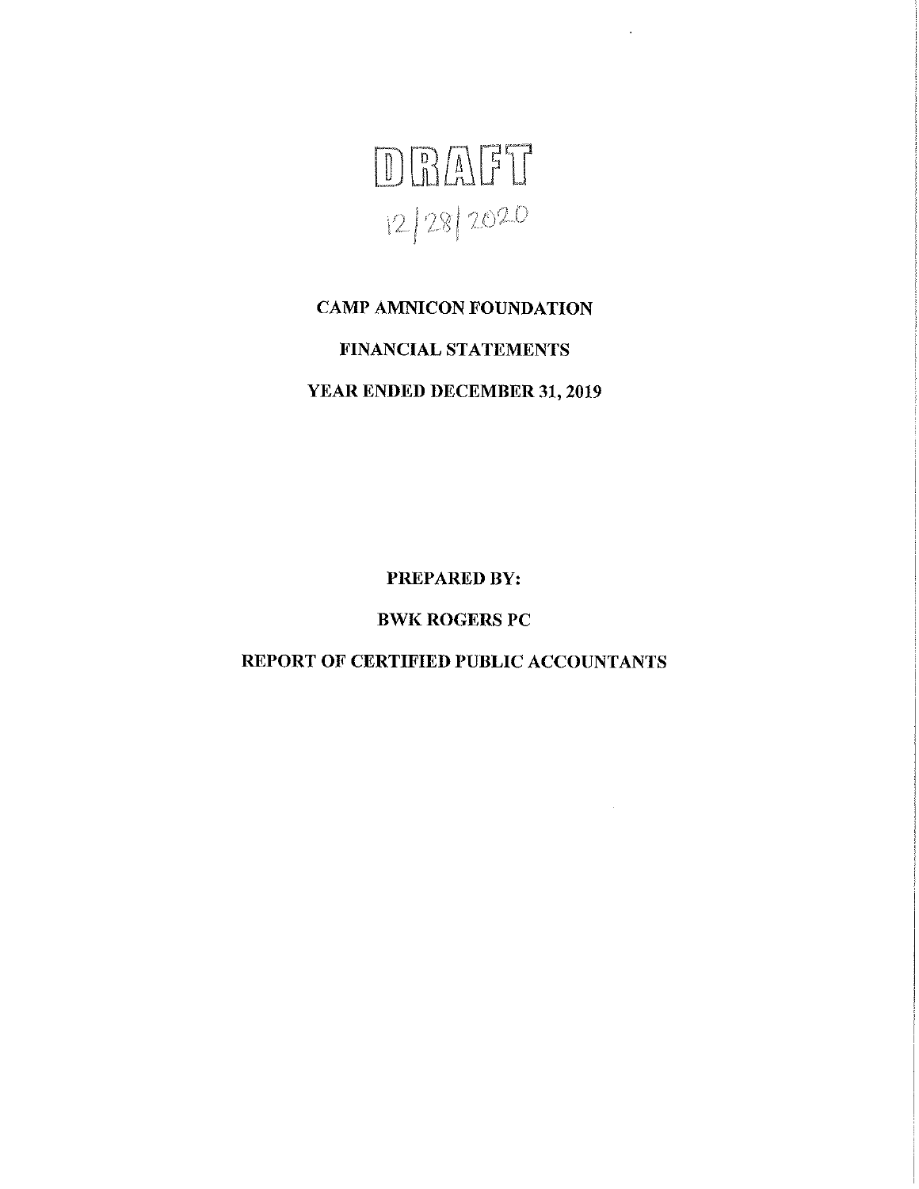DRAFT

12/28/2020

# CAMP AMNICON FOUNDATION

## FINANCIAL STATEMENTS

## YEAR ENDED DECEMBER 31, 2019

**PREPARED BY:**

**BWK ROGERS PC**

**REPORT OF CERTIFIED PUBLIC ACCOUNTANTS**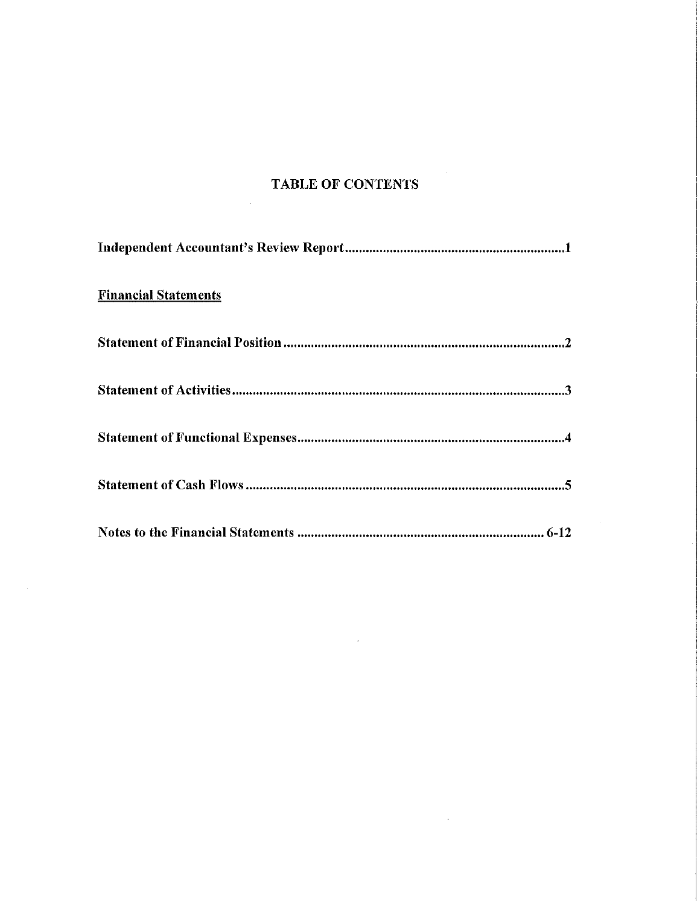# TABLE OF CONTENTS

**Independent Accountant's Review Report................................................................1**

**Financial Statements**

**Statement of Financial Position..................................................................................2**

**Statement of Activities.................................................................................................3**

**Statement of Functional Expenses.............................................................................4**

**Statement of Cash Flows.............................................................................................5**

**Notes to the Financial Statements ....................................................................... 6-12**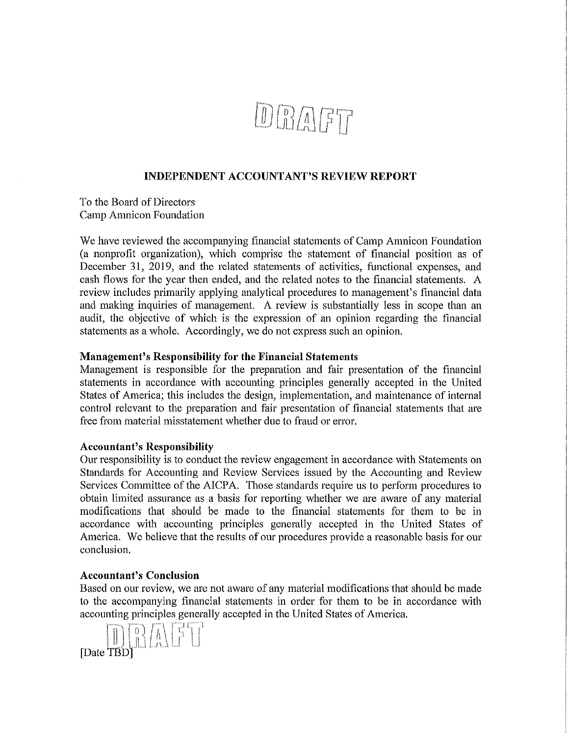DRAFT

## INDEPENDENT ACCOUNTANT'S REVIEW REPORT

To the Board of Directors
Camp Amnicon Foundation

We have reviewed the accompanying financial statements of Camp Amnicon Foundation (a nonprofit organization), which comprise the statement of financial position as of December 31, 2019, and the related statements of activities, functional expenses, and cash flows for the year then ended, and the related notes to the financial statements. A review includes primarily applying analytical procedures to management's financial data and making inquiries of management. A review is substantially less in scope than an audit, the objective of which is the expression of an opinion regarding the financial statements as a whole. Accordingly, we do not express such an opinion.

**Management's Responsibility for the Financial Statements**
Management is responsible for the preparation and fair presentation of the financial statements in accordance with accounting principles generally accepted in the United States of America; this includes the design, implementation, and maintenance of internal control relevant to the preparation and fair presentation of financial statements that are free from material misstatement whether due to fraud or error.

**Accountant's Responsibility**
Our responsibility is to conduct the review engagement in accordance with Statements on Standards for Accounting and Review Services issued by the Accounting and Review Services Committee of the AICPA. Those standards require us to perform procedures to obtain limited assurance as a basis for reporting whether we are aware of any material modifications that should be made to the financial statements for them to be in accordance with accounting principles generally accepted in the United States of America. We believe that the results of our procedures provide a reasonable basis for our conclusion.

**Accountant's Conclusion**
Based on our review, we are not aware of any material modifications that should be made to the accompanying financial statements in order for them to be in accordance with accounting principles generally accepted in the United States of America.

DRAFT

[Date TBD]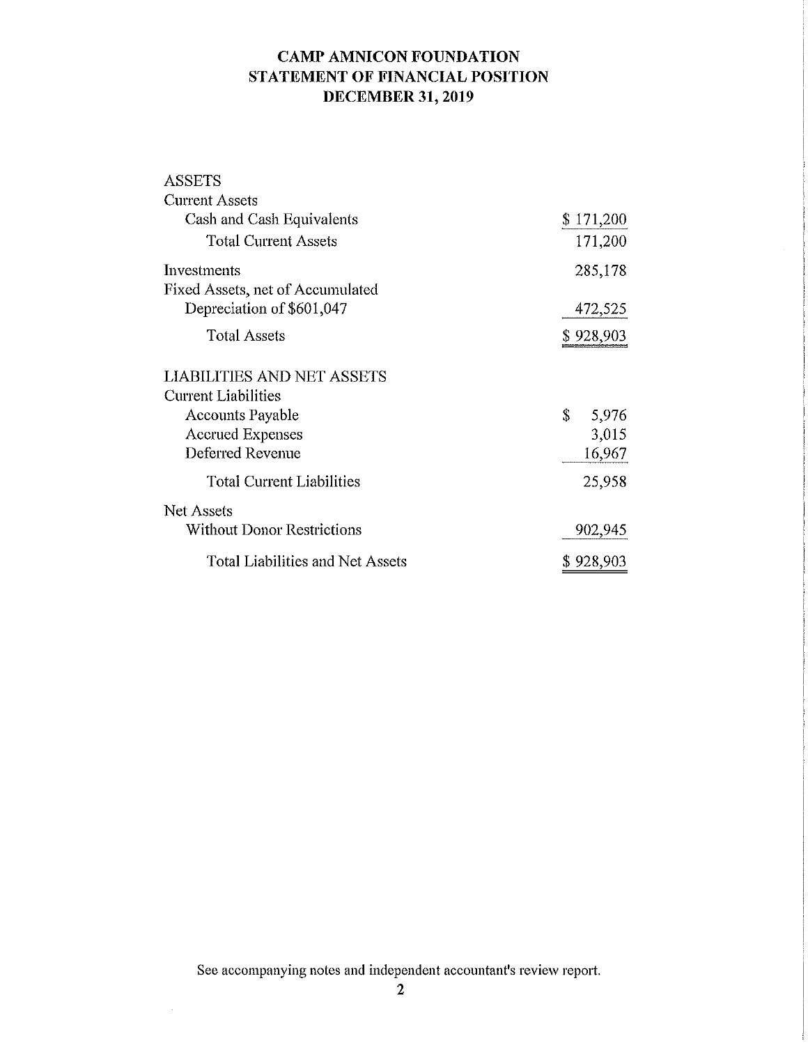# CAMP AMNICON FOUNDATION
## STATEMENT OF FINANCIAL POSITION
## DECEMBER 31, 2019

| | |
|---|---|
| ASSETS | |
| Current Assets | |
| Cash and Cash Equivalents | $ 171,200 |
| Total Current Assets | 171,200 |
| Investments | 285,178 |
| Fixed Assets, net of Accumulated Depreciation of $601,047 | 472,525 |
| Total Assets | $ 928,903 |
| LIABILITIES AND NET ASSETS | |
| Current Liabilities | |
| Accounts Payable | $ 5,976 |
| Accrued Expenses | 3,015 |
| Deferred Revenue | 16,967 |
| Total Current Liabilities | 25,958 |
| Net Assets | |
| Without Donor Restrictions | 902,945 |
| Total Liabilities and Net Assets | $ 928,903 |

See accompanying notes and independent accountant's review report.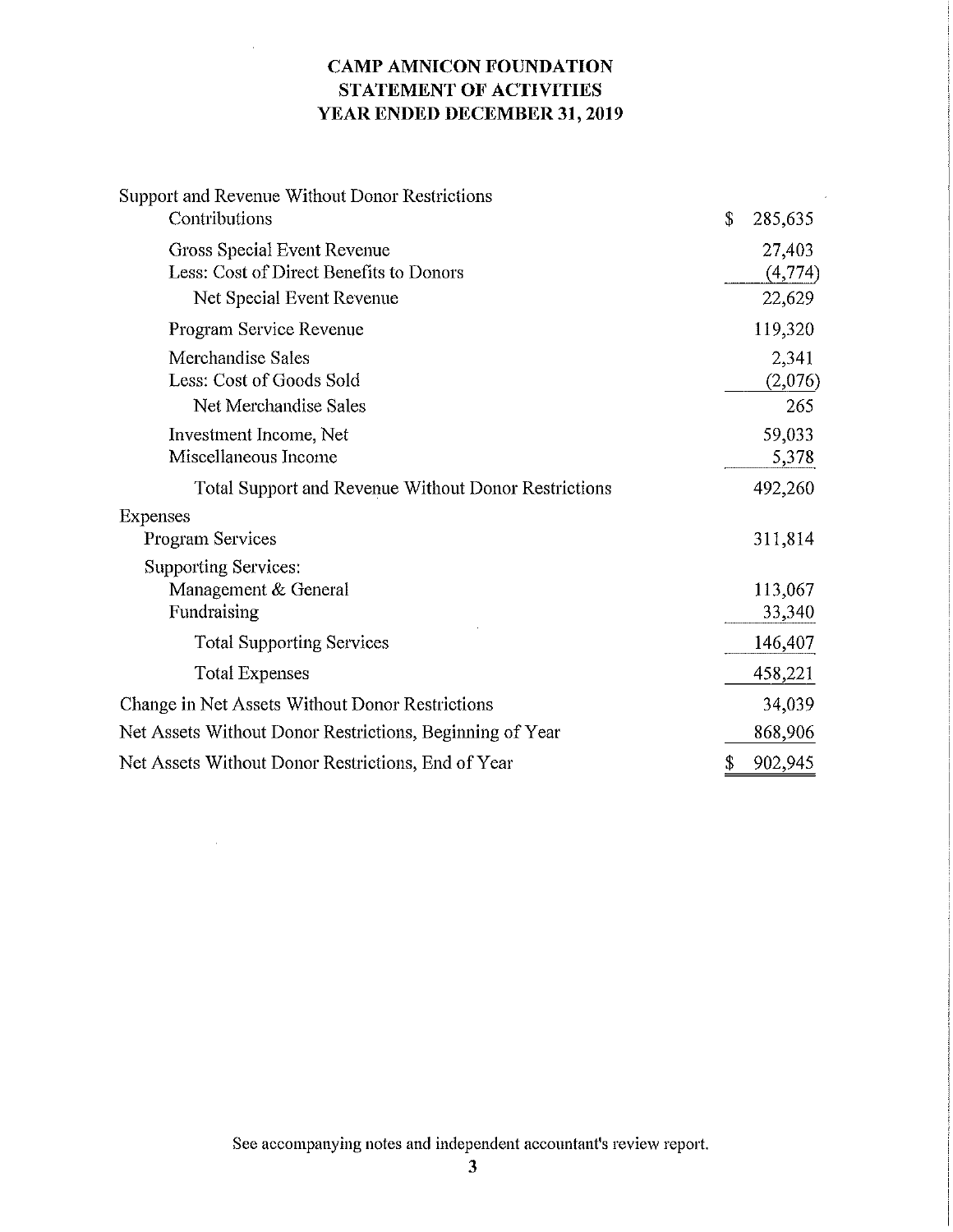# CAMP AMNICON FOUNDATION
## STATEMENT OF ACTIVITIES
## YEAR ENDED DECEMBER 31, 2019

| | |
|---|---|
| Support and Revenue Without Donor Restrictions | |
| Contributions | $ 285,635 |
| Gross Special Event Revenue | 27,403 |
| Less: Cost of Direct Benefits to Donors | (4,774) |
| Net Special Event Revenue | 22,629 |
| Program Service Revenue | 119,320 |
| Merchandise Sales | 2,341 |
| Less: Cost of Goods Sold | (2,076) |
| Net Merchandise Sales | 265 |
| Investment Income, Net | 59,033 |
| Miscellaneous Income | 5,378 |
| Total Support and Revenue Without Donor Restrictions | 492,260 |
| Expenses | |
| Program Services | 311,814 |
| Supporting Services: | |
| Management & General | 113,067 |
| Fundraising | 33,340 |
| Total Supporting Services | 146,407 |
| Total Expenses | 458,221 |
| Change in Net Assets Without Donor Restrictions | 34,039 |
| Net Assets Without Donor Restrictions, Beginning of Year | 868,906 |
| Net Assets Without Donor Restrictions, End of Year | $ 902,945 |

See accompanying notes and independent accountant's review report.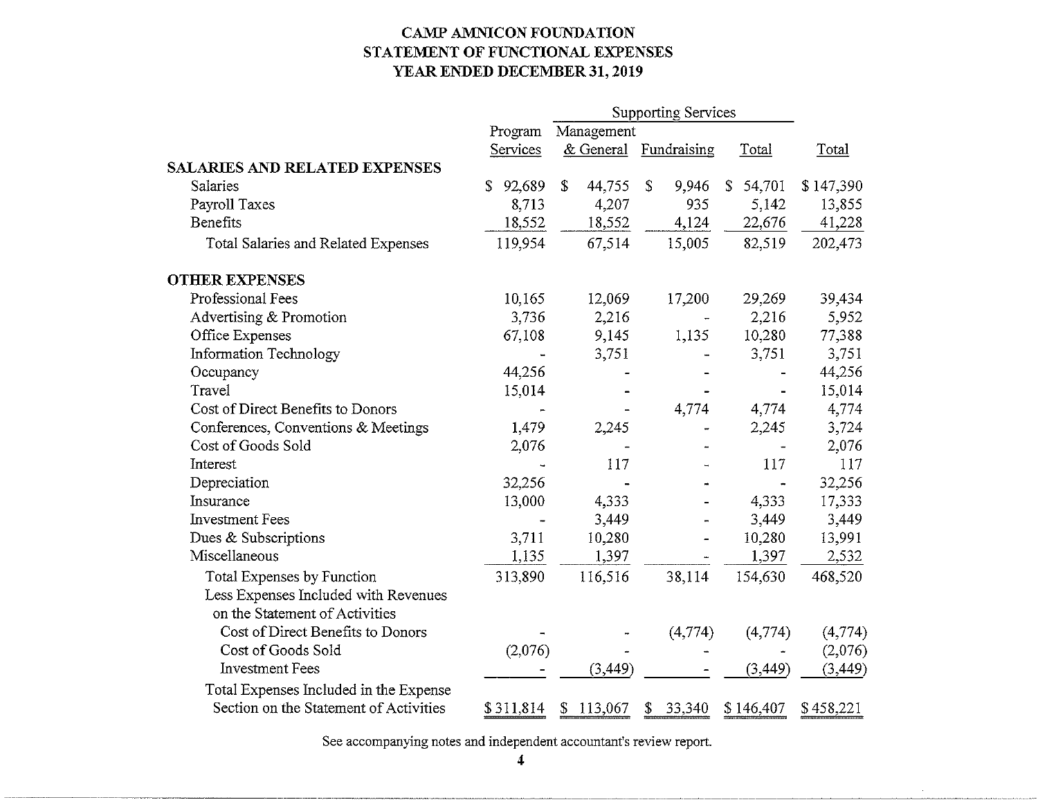# CAMP AMNICON FOUNDATION
## STATEMENT OF FUNCTIONAL EXPENSES
## YEAR ENDED DECEMBER 31, 2019

| | | Supporting Services | | | |
|---|---|---|---|---|---|
| | Program Services | Management & General | Fundraising | Total | Total |
| **SALARIES AND RELATED EXPENSES** | | | | | |
| Salaries | $ 92,689 | $ 44,755 | $ 9,946 | $ 54,701 | $ 147,390 |
| Payroll Taxes | 8,713 | 4,207 | 935 | 5,142 | 13,855 |
| Benefits | 18,552 | 18,552 | 4,124 | 22,676 | 41,228 |
| Total Salaries and Related Expenses | 119,954 | 67,514 | 15,005 | 82,519 | 202,473 |
| **OTHER EXPENSES** | | | | | |
| Professional Fees | 10,165 | 12,069 | 17,200 | 29,269 | 39,434 |
| Advertising & Promotion | 3,736 | 2,216 | - | 2,216 | 5,952 |
| Office Expenses | 67,108 | 9,145 | 1,135 | 10,280 | 77,388 |
| Information Technology | - | 3,751 | - | 3,751 | 3,751 |
| Occupancy | 44,256 | - | - | - | 44,256 |
| Travel | 15,014 | - | - | - | 15,014 |
| Cost of Direct Benefits to Donors | - | - | 4,774 | 4,774 | 4,774 |
| Conferences, Conventions & Meetings | 1,479 | 2,245 | - | 2,245 | 3,724 |
| Cost of Goods Sold | 2,076 | - | - | - | 2,076 |
| Interest | - | 117 | - | 117 | 117 |
| Depreciation | 32,256 | - | - | - | 32,256 |
| Insurance | 13,000 | 4,333 | - | 4,333 | 17,333 |
| Investment Fees | - | 3,449 | - | 3,449 | 3,449 |
| Dues & Subscriptions | 3,711 | 10,280 | - | 10,280 | 13,991 |
| Miscellaneous | 1,135 | 1,397 | - | 1,397 | 2,532 |
| Total Expenses by Function | 313,890 | 116,516 | 38,114 | 154,630 | 468,520 |
| Less Expenses Included with Revenues on the Statement of Activities | | | | | |
| Cost of Direct Benefits to Donors | - | - | (4,774) | (4,774) | (4,774) |
| Cost of Goods Sold | (2,076) | - | - | - | (2,076) |
| Investment Fees | - | (3,449) | - | (3,449) | (3,449) |
| Total Expenses Included in the Expense Section on the Statement of Activities | $ 311,814 | $ 113,067 | $ 33,340 | $ 146,407 | $ 458,221 |

See accompanying notes and independent accountant's review report.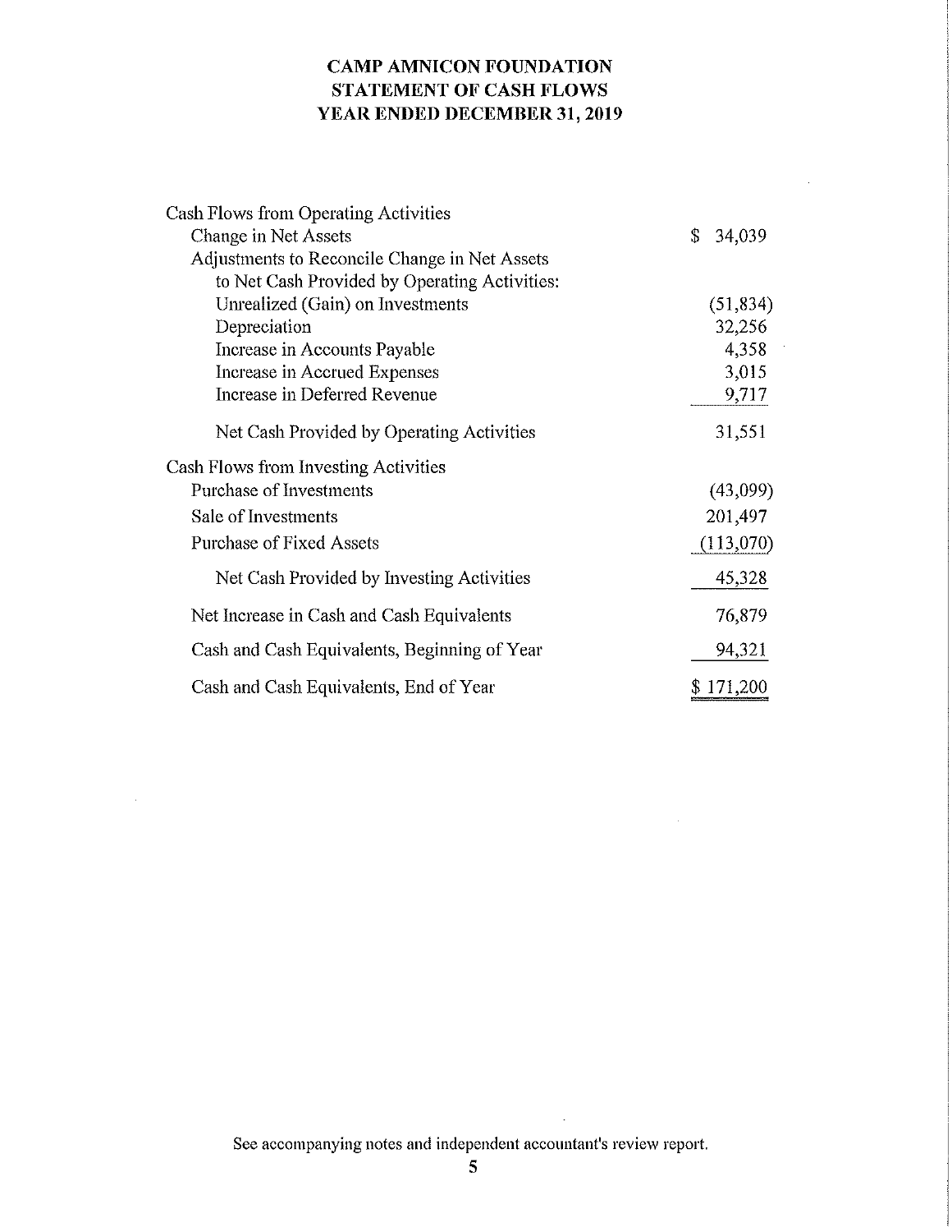# CAMP AMNICON FOUNDATION
## STATEMENT OF CASH FLOWS
## YEAR ENDED DECEMBER 31, 2019

| | |
|---|---|
| Cash Flows from Operating Activities | |
| Change in Net Assets | $ 34,039 |
| Adjustments to Reconcile Change in Net Assets to Net Cash Provided by Operating Activities: | |
| Unrealized (Gain) on Investments | (51,834) |
| Depreciation | 32,256 |
| Increase in Accounts Payable | 4,358 |
| Increase in Accrued Expenses | 3,015 |
| Increase in Deferred Revenue | 9,717 |
| Net Cash Provided by Operating Activities | 31,551 |
| Cash Flows from Investing Activities | |
| Purchase of Investments | (43,099) |
| Sale of Investments | 201,497 |
| Purchase of Fixed Assets | (113,070) |
| Net Cash Provided by Investing Activities | 45,328 |
| Net Increase in Cash and Cash Equivalents | 76,879 |
| Cash and Cash Equivalents, Beginning of Year | 94,321 |
| Cash and Cash Equivalents, End of Year | $ 171,200 |

See accompanying notes and independent accountant's review report.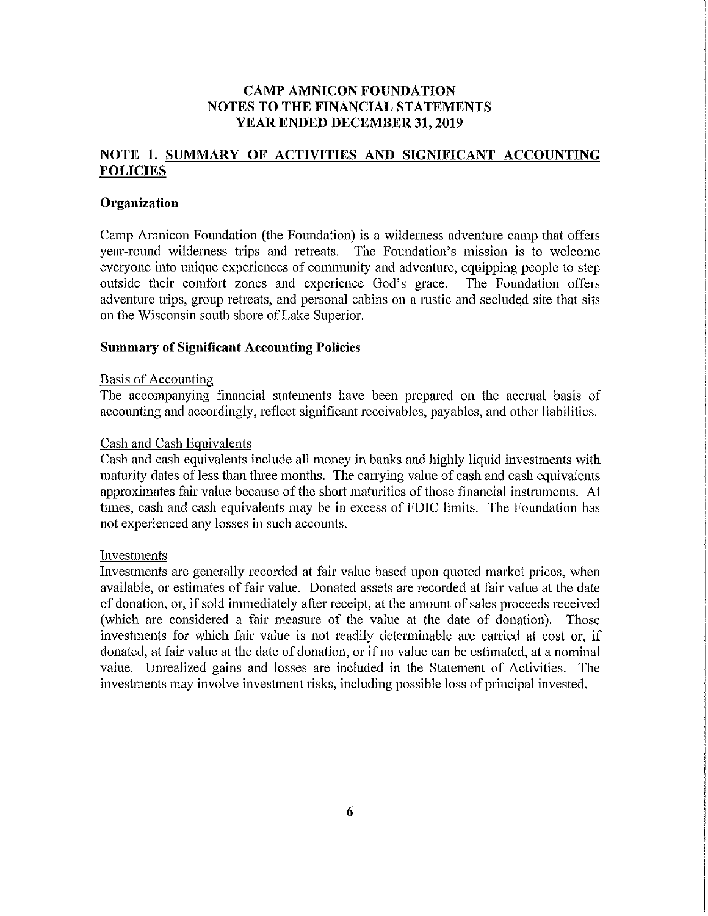# CAMP AMNICON FOUNDATION
# NOTES TO THE FINANCIAL STATEMENTS
# YEAR ENDED DECEMBER 31, 2019

## NOTE 1. SUMMARY OF ACTIVITIES AND SIGNIFICANT ACCOUNTING POLICIES

### Organization

Camp Amnicon Foundation (the Foundation) is a wilderness adventure camp that offers year-round wilderness trips and retreats. The Foundation's mission is to welcome everyone into unique experiences of community and adventure, equipping people to step outside their comfort zones and experience God's grace. The Foundation offers adventure trips, group retreats, and personal cabins on a rustic and secluded site that sits on the Wisconsin south shore of Lake Superior.

### Summary of Significant Accounting Policies

Basis of Accounting
The accompanying financial statements have been prepared on the accrual basis of accounting and accordingly, reflect significant receivables, payables, and other liabilities.

Cash and Cash Equivalents
Cash and cash equivalents include all money in banks and highly liquid investments with maturity dates of less than three months. The carrying value of cash and cash equivalents approximates fair value because of the short maturities of those financial instruments. At times, cash and cash equivalents may be in excess of FDIC limits. The Foundation has not experienced any losses in such accounts.

Investments
Investments are generally recorded at fair value based upon quoted market prices, when available, or estimates of fair value. Donated assets are recorded at fair value at the date of donation, or, if sold immediately after receipt, at the amount of sales proceeds received (which are considered a fair measure of the value at the date of donation). Those investments for which fair value is not readily determinable are carried at cost or, if donated, at fair value at the date of donation, or if no value can be estimated, at a nominal value. Unrealized gains and losses are included in the Statement of Activities. The investments may involve investment risks, including possible loss of principal invested.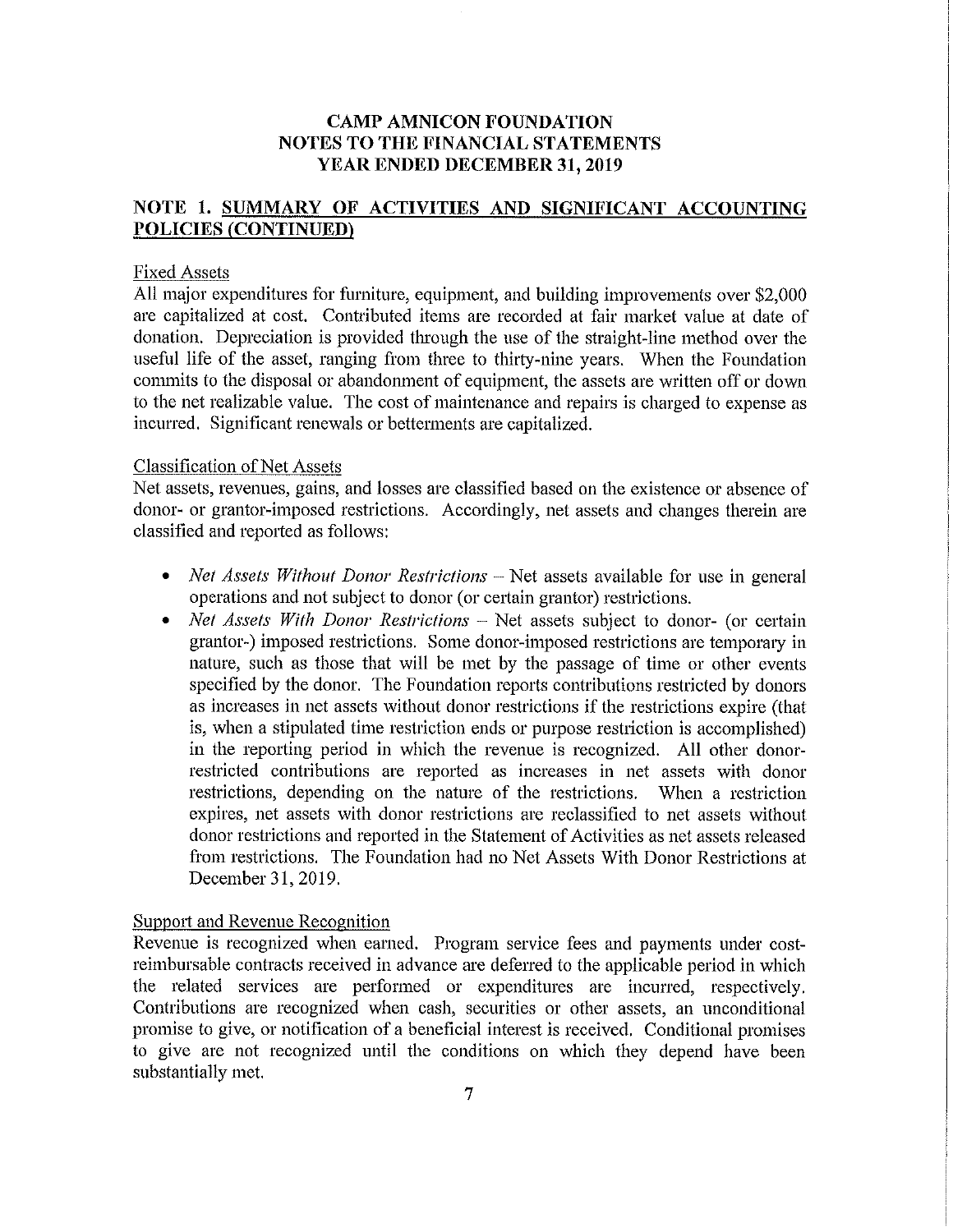# CAMP AMNICON FOUNDATION
# NOTES TO THE FINANCIAL STATEMENTS
# YEAR ENDED DECEMBER 31, 2019

## NOTE 1. SUMMARY OF ACTIVITIES AND SIGNIFICANT ACCOUNTING POLICIES (CONTINUED)

### Fixed Assets

All major expenditures for furniture, equipment, and building improvements over $2,000 are capitalized at cost. Contributed items are recorded at fair market value at date of donation. Depreciation is provided through the use of the straight-line method over the useful life of the asset, ranging from three to thirty-nine years. When the Foundation commits to the disposal or abandonment of equipment, the assets are written off or down to the net realizable value. The cost of maintenance and repairs is charged to expense as incurred. Significant renewals or betterments are capitalized.

### Classification of Net Assets

Net assets, revenues, gains, and losses are classified based on the existence or absence of donor- or grantor-imposed restrictions. Accordingly, net assets and changes therein are classified and reported as follows:

- *Net Assets Without Donor Restrictions* – Net assets available for use in general operations and not subject to donor (or certain grantor) restrictions.
- *Net Assets With Donor Restrictions* – Net assets subject to donor- (or certain grantor-) imposed restrictions. Some donor-imposed restrictions are temporary in nature, such as those that will be met by the passage of time or other events specified by the donor. The Foundation reports contributions restricted by donors as increases in net assets without donor restrictions if the restrictions expire (that is, when a stipulated time restriction ends or purpose restriction is accomplished) in the reporting period in which the revenue is recognized. All other donor-restricted contributions are reported as increases in net assets with donor restrictions, depending on the nature of the restrictions. When a restriction expires, net assets with donor restrictions are reclassified to net assets without donor restrictions and reported in the Statement of Activities as net assets released from restrictions. The Foundation had no Net Assets With Donor Restrictions at December 31, 2019.

### Support and Revenue Recognition

Revenue is recognized when earned. Program service fees and payments under cost-reimbursable contracts received in advance are deferred to the applicable period in which the related services are performed or expenditures are incurred, respectively. Contributions are recognized when cash, securities or other assets, an unconditional promise to give, or notification of a beneficial interest is received. Conditional promises to give are not recognized until the conditions on which they depend have been substantially met.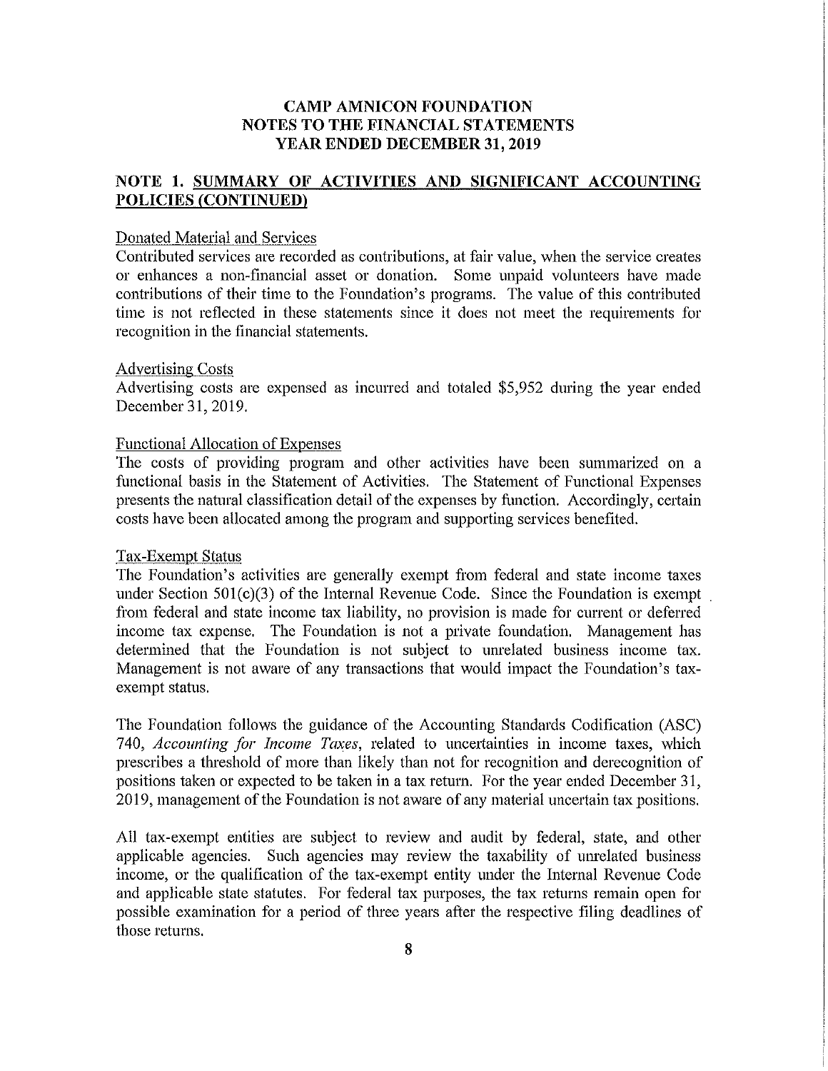# CAMP AMNICON FOUNDATION
# NOTES TO THE FINANCIAL STATEMENTS
# YEAR ENDED DECEMBER 31, 2019

## NOTE 1. SUMMARY OF ACTIVITIES AND SIGNIFICANT ACCOUNTING POLICIES (CONTINUED)

### Donated Material and Services

Contributed services are recorded as contributions, at fair value, when the service creates or enhances a non-financial asset or donation. Some unpaid volunteers have made contributions of their time to the Foundation's programs. The value of this contributed time is not reflected in these statements since it does not meet the requirements for recognition in the financial statements.

### Advertising Costs

Advertising costs are expensed as incurred and totaled $5,952 during the year ended December 31, 2019.

### Functional Allocation of Expenses

The costs of providing program and other activities have been summarized on a functional basis in the Statement of Activities. The Statement of Functional Expenses presents the natural classification detail of the expenses by function. Accordingly, certain costs have been allocated among the program and supporting services benefited.

### Tax-Exempt Status

The Foundation's activities are generally exempt from federal and state income taxes under Section 501(c)(3) of the Internal Revenue Code. Since the Foundation is exempt from federal and state income tax liability, no provision is made for current or deferred income tax expense. The Foundation is not a private foundation. Management has determined that the Foundation is not subject to unrelated business income tax. Management is not aware of any transactions that would impact the Foundation's tax-exempt status.

The Foundation follows the guidance of the Accounting Standards Codification (ASC) 740, *Accounting for Income Taxes*, related to uncertainties in income taxes, which prescribes a threshold of more than likely than not for recognition and derecognition of positions taken or expected to be taken in a tax return. For the year ended December 31, 2019, management of the Foundation is not aware of any material uncertain tax positions.

All tax-exempt entities are subject to review and audit by federal, state, and other applicable agencies. Such agencies may review the taxability of unrelated business income, or the qualification of the tax-exempt entity under the Internal Revenue Code and applicable state statutes. For federal tax purposes, the tax returns remain open for possible examination for a period of three years after the respective filing deadlines of those returns.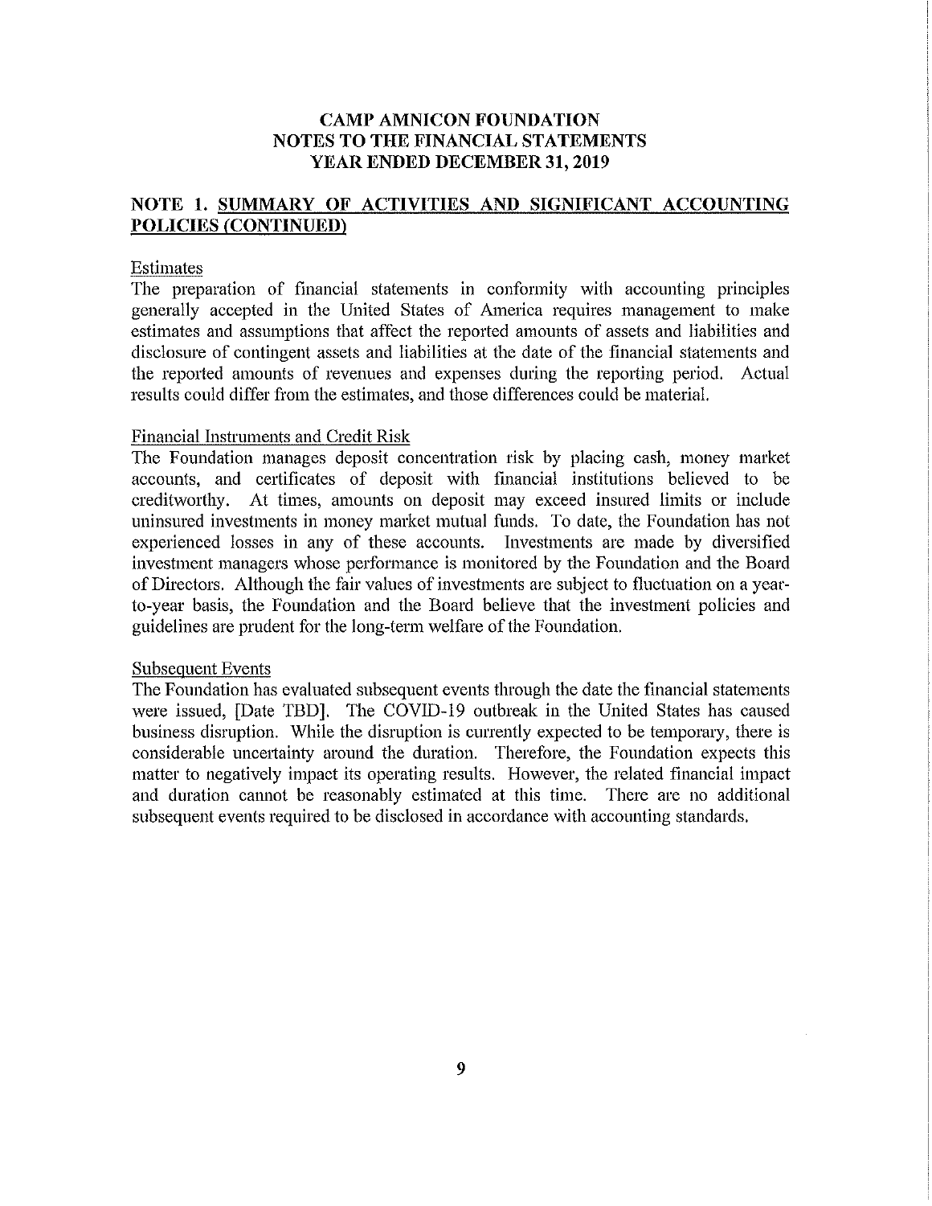# CAMP AMNICON FOUNDATION
# NOTES TO THE FINANCIAL STATEMENTS
# YEAR ENDED DECEMBER 31, 2019

## NOTE 1. SUMMARY OF ACTIVITIES AND SIGNIFICANT ACCOUNTING POLICIES (CONTINUED)

### Estimates

The preparation of financial statements in conformity with accounting principles generally accepted in the United States of America requires management to make estimates and assumptions that affect the reported amounts of assets and liabilities and disclosure of contingent assets and liabilities at the date of the financial statements and the reported amounts of revenues and expenses during the reporting period. Actual results could differ from the estimates, and those differences could be material.

### Financial Instruments and Credit Risk

The Foundation manages deposit concentration risk by placing cash, money market accounts, and certificates of deposit with financial institutions believed to be creditworthy. At times, amounts on deposit may exceed insured limits or include uninsured investments in money market mutual funds. To date, the Foundation has not experienced losses in any of these accounts. Investments are made by diversified investment managers whose performance is monitored by the Foundation and the Board of Directors. Although the fair values of investments are subject to fluctuation on a year-to-year basis, the Foundation and the Board believe that the investment policies and guidelines are prudent for the long-term welfare of the Foundation.

### Subsequent Events

The Foundation has evaluated subsequent events through the date the financial statements were issued, [Date TBD]. The COVID-19 outbreak in the United States has caused business disruption. While the disruption is currently expected to be temporary, there is considerable uncertainty around the duration. Therefore, the Foundation expects this matter to negatively impact its operating results. However, the related financial impact and duration cannot be reasonably estimated at this time. There are no additional subsequent events required to be disclosed in accordance with accounting standards.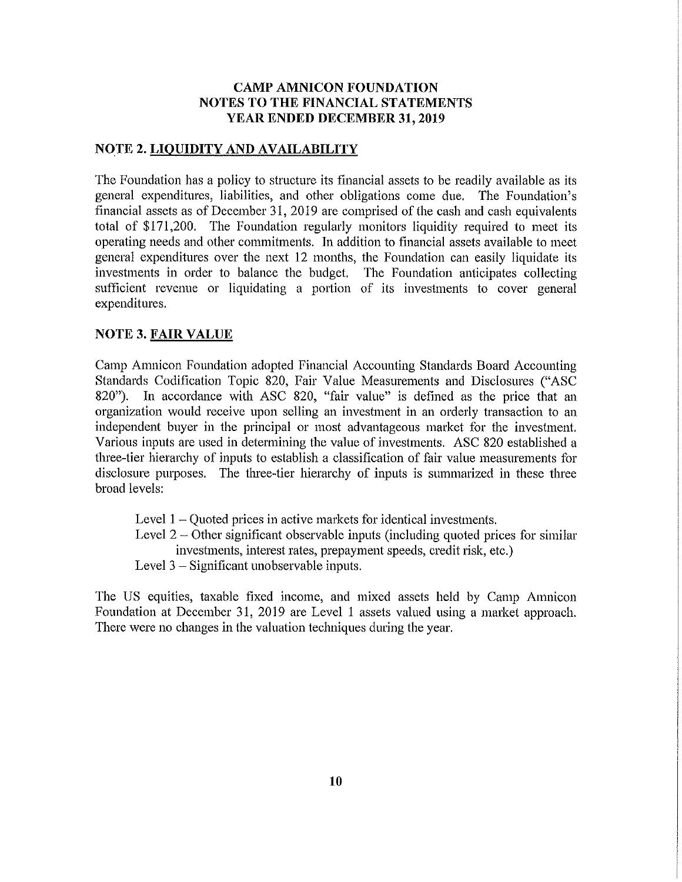# CAMP AMNICON FOUNDATION
## NOTES TO THE FINANCIAL STATEMENTS
## YEAR ENDED DECEMBER 31, 2019

### NOTE 2. LIQUIDITY AND AVAILABILITY

The Foundation has a policy to structure its financial assets to be readily available as its general expenditures, liabilities, and other obligations come due. The Foundation's financial assets as of December 31, 2019 are comprised of the cash and cash equivalents total of $171,200. The Foundation regularly monitors liquidity required to meet its operating needs and other commitments. In addition to financial assets available to meet general expenditures over the next 12 months, the Foundation can easily liquidate its investments in order to balance the budget. The Foundation anticipates collecting sufficient revenue or liquidating a portion of its investments to cover general expenditures.

### NOTE 3. FAIR VALUE

Camp Amnicon Foundation adopted Financial Accounting Standards Board Accounting Standards Codification Topic 820, Fair Value Measurements and Disclosures ("ASC 820"). In accordance with ASC 820, "fair value" is defined as the price that an organization would receive upon selling an investment in an orderly transaction to an independent buyer in the principal or most advantageous market for the investment. Various inputs are used in determining the value of investments. ASC 820 established a three-tier hierarchy of inputs to establish a classification of fair value measurements for disclosure purposes. The three-tier hierarchy of inputs is summarized in these three broad levels:

- Level 1 – Quoted prices in active markets for identical investments.
- Level 2 – Other significant observable inputs (including quoted prices for similar investments, interest rates, prepayment speeds, credit risk, etc.)
- Level 3 – Significant unobservable inputs.

The US equities, taxable fixed income, and mixed assets held by Camp Amnicon Foundation at December 31, 2019 are Level 1 assets valued using a market approach. There were no changes in the valuation techniques during the year.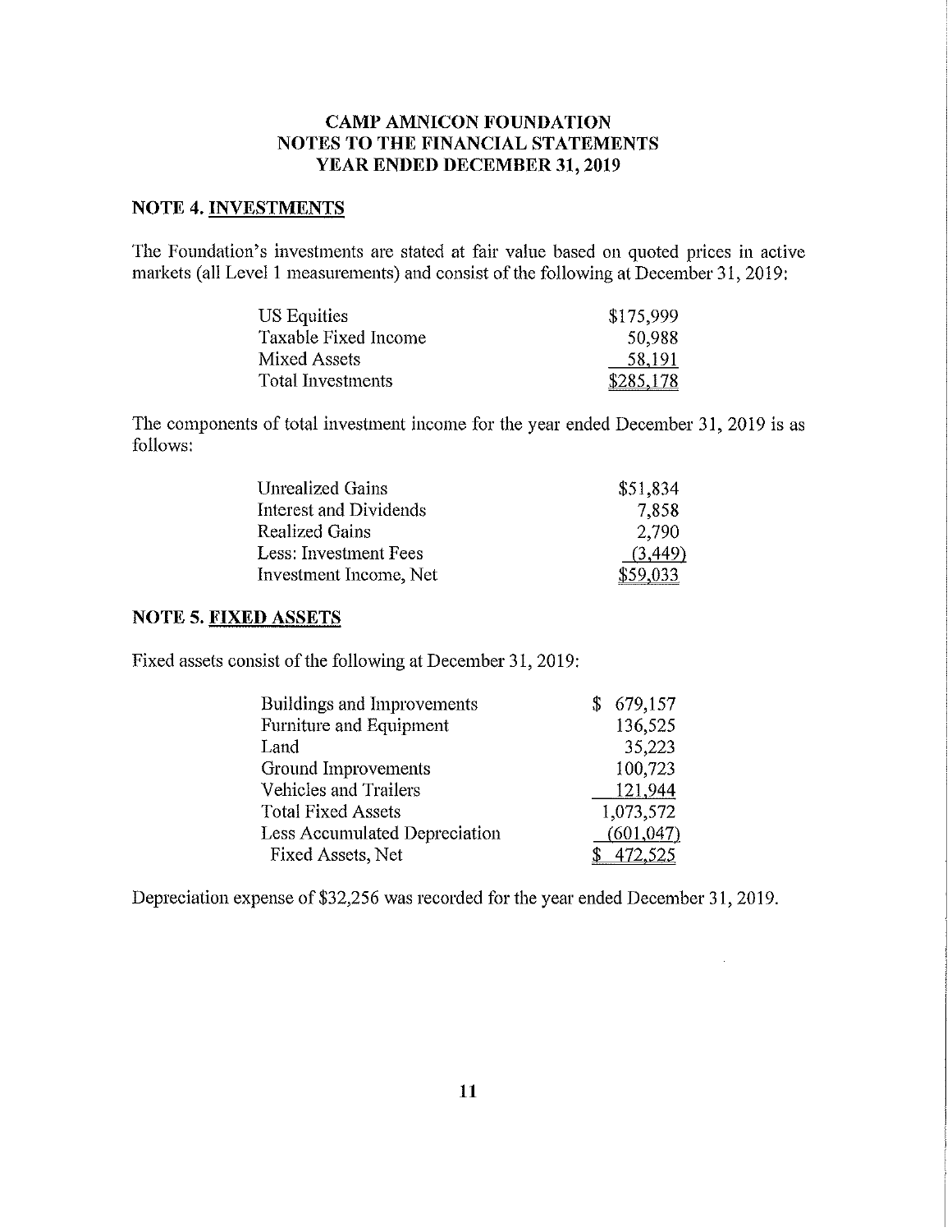# CAMP AMNICON FOUNDATION
## NOTES TO THE FINANCIAL STATEMENTS
## YEAR ENDED DECEMBER 31, 2019

### NOTE 4. INVESTMENTS

The Foundation's investments are stated at fair value based on quoted prices in active markets (all Level 1 measurements) and consist of the following at December 31, 2019:

| | |
|---|---|
| US Equities | $175,999 |
| Taxable Fixed Income | 50,988 |
| Mixed Assets | 58,191 |
| Total Investments | $285,178 |

The components of total investment income for the year ended December 31, 2019 is as follows:

| | |
|---|---|
| Unrealized Gains | $51,834 |
| Interest and Dividends | 7,858 |
| Realized Gains | 2,790 |
| Less: Investment Fees | (3,449) |
| Investment Income, Net | $59,033 |

### NOTE 5. FIXED ASSETS

Fixed assets consist of the following at December 31, 2019:

| | |
|---|---|
| Buildings and Improvements | $ 679,157 |
| Furniture and Equipment | 136,525 |
| Land | 35,223 |
| Ground Improvements | 100,723 |
| Vehicles and Trailers | 121,944 |
| Total Fixed Assets | 1,073,572 |
| Less Accumulated Depreciation | (601,047) |
| Fixed Assets, Net | $ 472,525 |

Depreciation expense of $32,256 was recorded for the year ended December 31, 2019.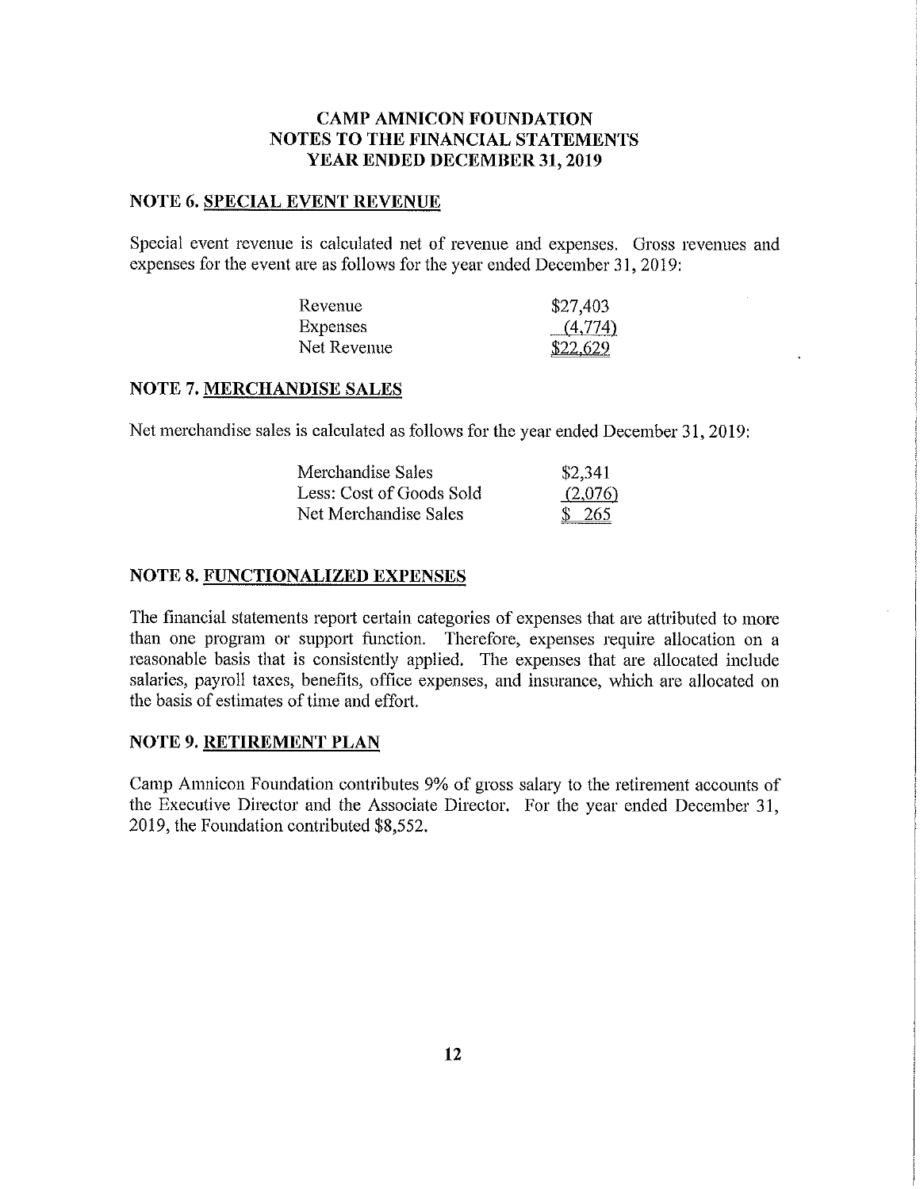# CAMP AMNICON FOUNDATION
## NOTES TO THE FINANCIAL STATEMENTS
## YEAR ENDED DECEMBER 31, 2019

### NOTE 6. SPECIAL EVENT REVENUE

Special event revenue is calculated net of revenue and expenses. Gross revenues and expenses for the event are as follows for the year ended December 31, 2019:

| | |
|---|---|
| Revenue | $27,403 |
| Expenses | (4,774) |
| Net Revenue | $22,629 |

### NOTE 7. MERCHANDISE SALES

Net merchandise sales is calculated as follows for the year ended December 31, 2019:

| | |
|---|---|
| Merchandise Sales | $2,341 |
| Less: Cost of Goods Sold | (2,076) |
| Net Merchandise Sales | $ 265 |

### NOTE 8. FUNCTIONALIZED EXPENSES

The financial statements report certain categories of expenses that are attributed to more than one program or support function. Therefore, expenses require allocation on a reasonable basis that is consistently applied. The expenses that are allocated include salaries, payroll taxes, benefits, office expenses, and insurance, which are allocated on the basis of estimates of time and effort.

### NOTE 9. RETIREMENT PLAN

Camp Amnicon Foundation contributes 9% of gross salary to the retirement accounts of the Executive Director and the Associate Director. For the year ended December 31, 2019, the Foundation contributed $8,552.